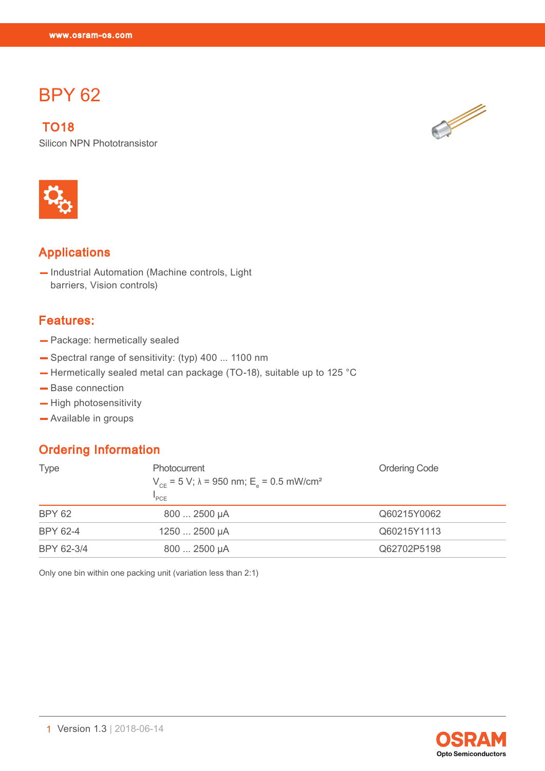# BPY 62

## TO18

Silicon NPN Phototransistor

## Applications

- Industrial Automation (Machine controls, Light barriers, Vision controls)

## Features:

- Package: hermetically sealed
- Spectral range of sensitivity: (typ) 400 ... 1100 nm
- Hermetically sealed metal can package (TO-18), suitable up to 125 °C
- Base connection
- High photosensitivity
- Available in groups

## Ordering Information

| Type | Photocurrent $V_{CE}$ = 5 V; λ = 950 nm; $E_e$ = 0.5 mW/cm² $I_{PCE}$ | Ordering Code |
|---|---|---|
| BPY 62 | 800 ... 2500 µA | Q60215Y0062 |
| BPY 62-4 | 1250 ... 2500 µA | Q60215Y1113 |
| BPY 62-3/4 | 800 ... 2500 µA | Q62702P5198 |

Only one bin within one packing unit (variation less than 2:1)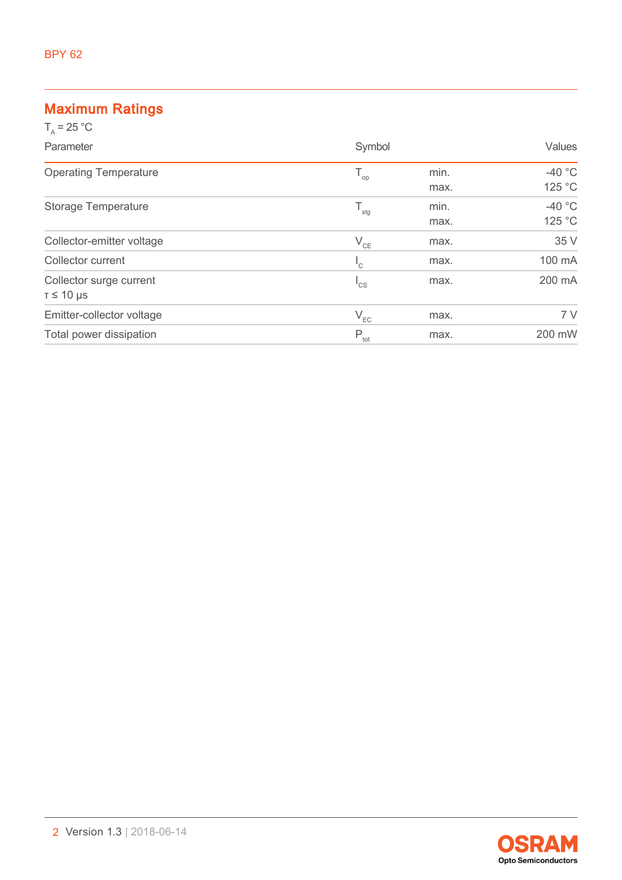## Maximum Ratings

$T_A$ = 25 °C

| Parameter | Symbol | | Values |
|---|---|---|---|
| Operating Temperature | $T_{op}$ | min.<br>max. | -40 °C<br>125 °C |
| Storage Temperature | $T_{stg}$ | min.<br>max. | -40 °C<br>125 °C |
| Collector-emitter voltage | $V_{CE}$ | max. | 35 V |
| Collector current | $I_C$ | max. | 100 mA |
| Collector surge current<br>$\tau \leq$ 10 µs | $I_{CS}$ | max. | 200 mA |
| Emitter-collector voltage | $V_{EC}$ | max. | 7 V |
| Total power dissipation | $P_{tot}$ | max. | 200 mW |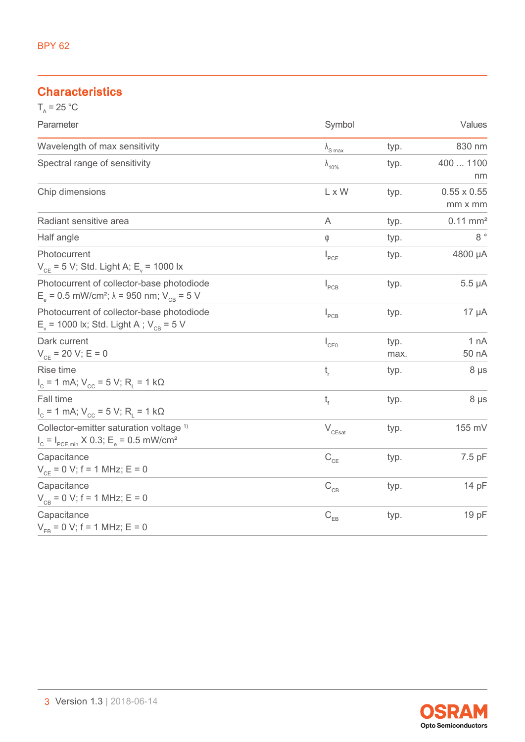## Characteristics

$T_A = 25\ °C$

| Parameter | Symbol | | Values |
|---|---|---|---|
| Wavelength of max sensitivity | $\lambda_{S\ max}$ | typ. | 830 nm |
| Spectral range of sensitivity | $\lambda_{10\%}$ | typ. | 400 ... 1100 nm |
| Chip dimensions | L x W | typ. | 0.55 x 0.55 mm x mm |
| Radiant sensitive area | A | typ. | 0.11 mm² |
| Half angle | φ | typ. | 8 ° |
| Photocurrent<br>$V_{CE}$ = 5 V; Std. Light A; $E_v$ = 1000 lx | $I_{PCE}$ | typ. | 4800 µA |
| Photocurrent of collector-base photodiode<br>$E_e$ = 0.5 mW/cm²; λ = 950 nm; $V_{CB}$ = 5 V | $I_{PCB}$ | typ. | 5.5 µA |
| Photocurrent of collector-base photodiode<br>$E_v$ = 1000 lx; Std. Light A ; $V_{CB}$ = 5 V | $I_{PCB}$ | typ. | 17 µA |
| Dark current<br>$V_{CE}$ = 20 V; E = 0 | $I_{CE0}$ | typ.<br>max. | 1 nA<br>50 nA |
| Rise time<br>$I_C$ = 1 mA; $V_{CC}$ = 5 V; $R_L$ = 1 kΩ | $t_r$ | typ. | 8 µs |
| Fall time<br>$I_C$ = 1 mA; $V_{CC}$ = 5 V; $R_L$ = 1 kΩ | $t_f$ | typ. | 8 µs |
| Collector-emitter saturation voltage [1]<br>$I_C = I_{PCE,min}$ X 0.3; $E_e$ = 0.5 mW/cm² | $V_{CEsat}$ | typ. | 155 mV |
| Capacitance<br>$V_{CE}$ = 0 V; f = 1 MHz; E = 0 | $C_{CE}$ | typ. | 7.5 pF |
| Capacitance<br>$V_{CB}$ = 0 V; f = 1 MHz; E = 0 | $C_{CB}$ | typ. | 14 pF |
| Capacitance<br>$V_{EB}$ = 0 V; f = 1 MHz; E = 0 | $C_{EB}$ | typ. | 19 pF |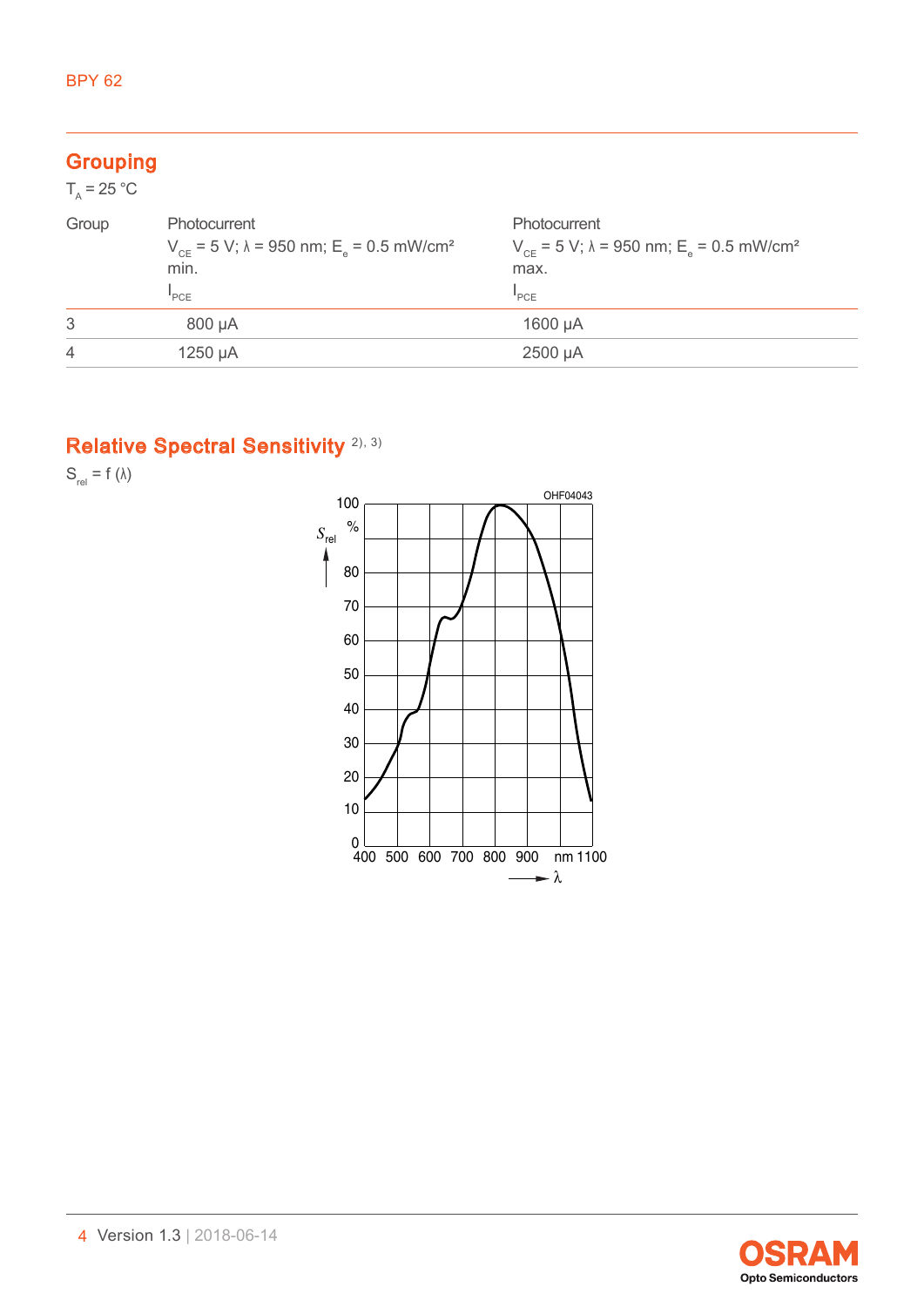## Grouping

$T_A$ = 25 °C

| Group | Photocurrent $V_{CE}$ = 5 V; λ = 950 nm; $E_e$ = 0.5 mW/cm² min. $I_{PCE}$ | Photocurrent $V_{CE}$ = 5 V; λ = 950 nm; $E_e$ = 0.5 mW/cm² max. $I_{PCE}$ |
|---|---|---|
| 3 | 800 µA | 1600 µA |
| 4 | 1250 µA | 2500 µA |

## Relative Spectral Sensitivity [2), 3)]

$S_{rel}$ = f (λ)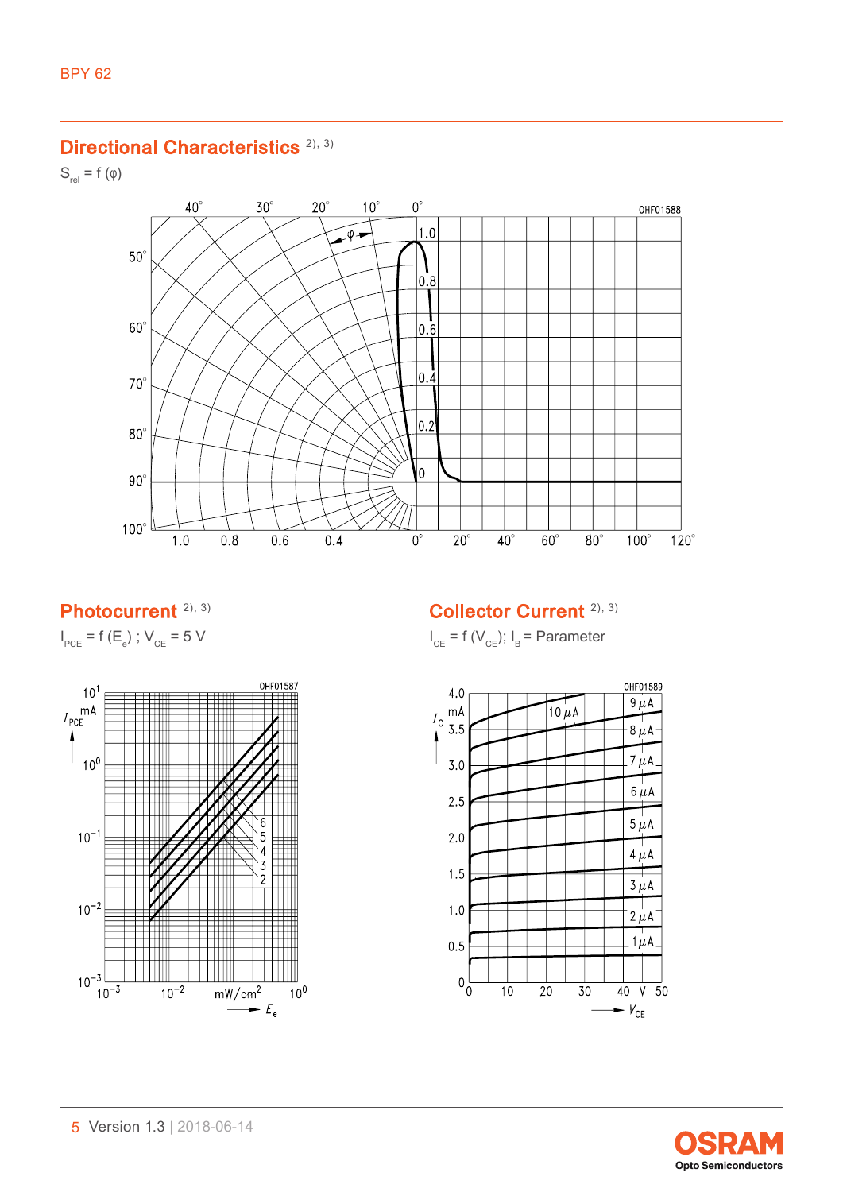## Directional Characteristics [2), 3)]

$S_{rel} = f(\varphi)$

## Photocurrent [2), 3)]

$I_{PCE} = f(E_e)$ ; $V_{CE} = 5$ V

## Collector Current [2), 3)]

$I_{CE} = f(V_{CE})$; $I_B$ = Parameter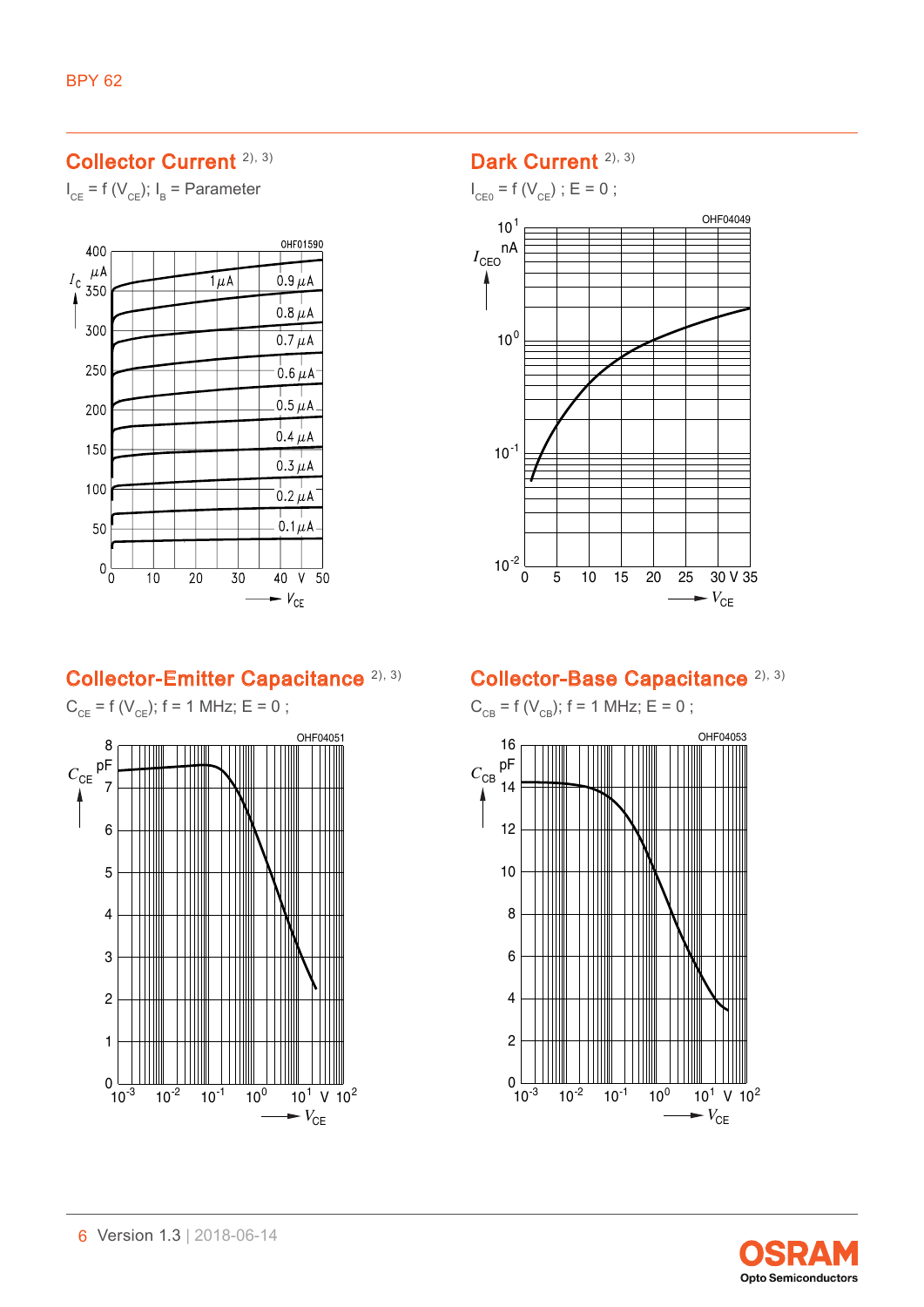## Collector Current [2), 3)]

$I_{CE} = f(V_{CE})$; $I_B$ = Parameter

## Dark Current [2), 3)]

$I_{CEO} = f(V_{CE})$ ; E = 0 ;

## Collector-Emitter Capacitance [2), 3)]

$C_{CE} = f(V_{CE})$; f = 1 MHz; E = 0 ;

## Collector-Base Capacitance [2), 3)]

$C_{CB} = f(V_{CB})$; f = 1 MHz; E = 0 ;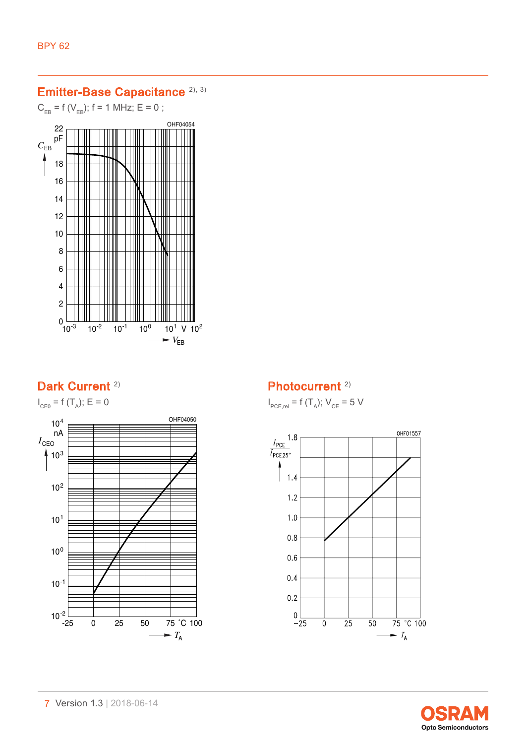## Emitter-Base Capacitance [2), 3)]

$C_{EB} = f\ (V_{EB})$; f = 1 MHz; E = 0 ;

## Dark Current [2)]

$I_{CE0} = f\ (T_A)$; E = 0

## Photocurrent [2)]

$I_{PCE,rel} = f\ (T_A)$; $V_{CE}$ = 5 V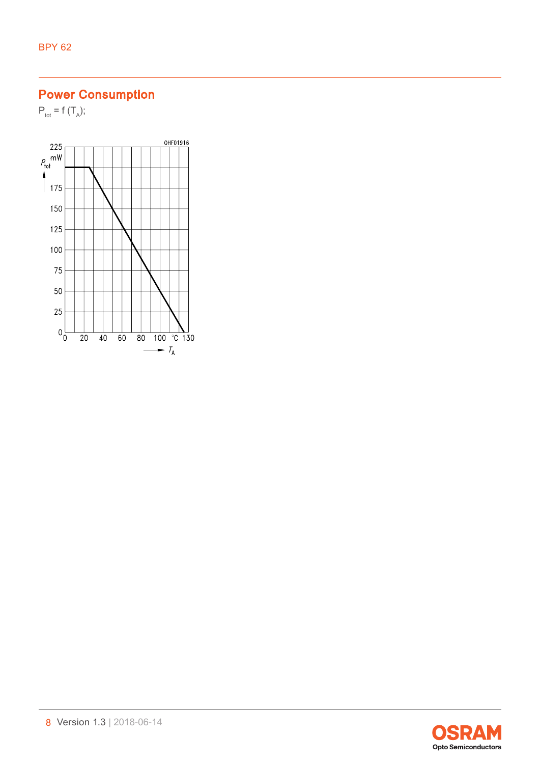## Power Consumption

$P_{tot} = f\ (T_A)$;

OHF01916

$P_{tot}$ mW

225, 175, 150, 125, 100, 75, 50, 25, 0

0, 20, 40, 60, 80, 100, °C 130

$T_A$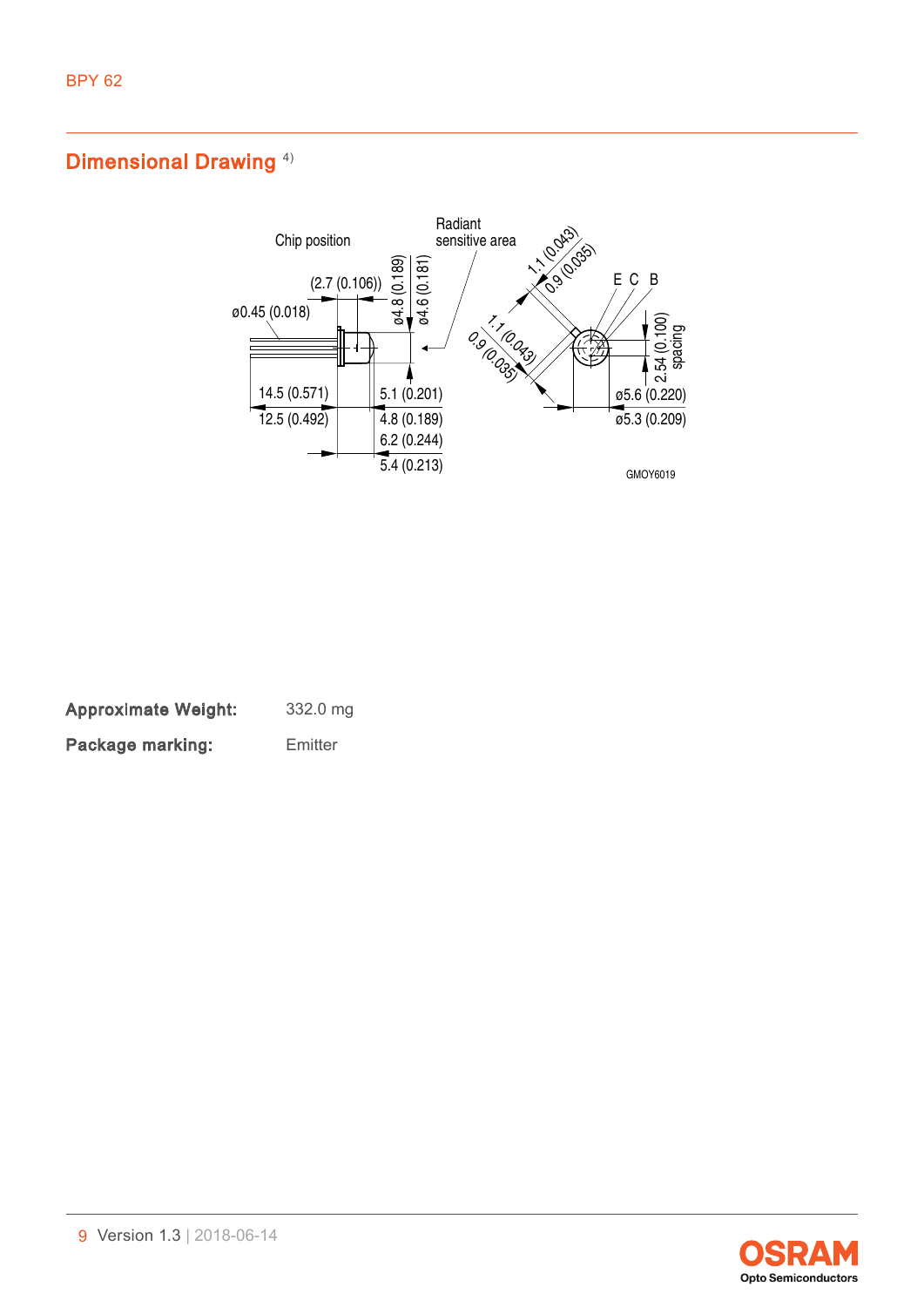## Dimensional Drawing [4)]

Chip position

Radiant sensitive area

(2.7 (0.106))

ø0.45 (0.018)

ø4.8 (0.189)

ø4.6 (0.181)

14.5 (0.571)

12.5 (0.492)

5.1 (0.201)

4.8 (0.189)

6.2 (0.244)

5.4 (0.213)

1.1 (0.043)

0.9 (0.035)

1.1 (0.043)

0.9 (0.035)

E C B

2.54 (0.100) spacing

ø5.6 (0.220)

ø5.3 (0.209)

GMOY6019

**Approximate Weight:** 332.0 mg

**Package marking:** Emitter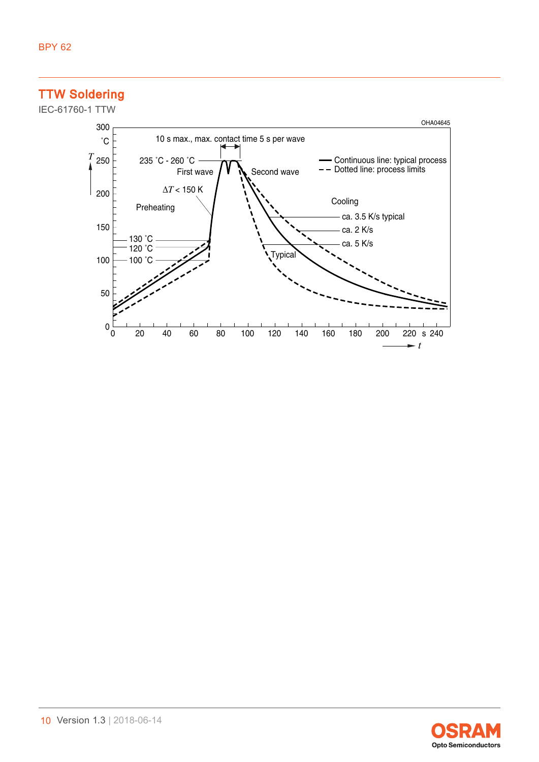## TTW Soldering

IEC-61760-1 TTW

OHA04645

10 s max., max. contact time 5 s per wave

235 °C - 260 °C

First wave

Second wave

Continuous line: typical process

Dotted line: process limits

$\Delta T$ < 150 K

Preheating

Cooling

ca. 3.5 K/s typical

ca. 2 K/s

ca. 5 K/s

130 °C

120 °C

100 °C

Typical

$T$ °C

$t$ s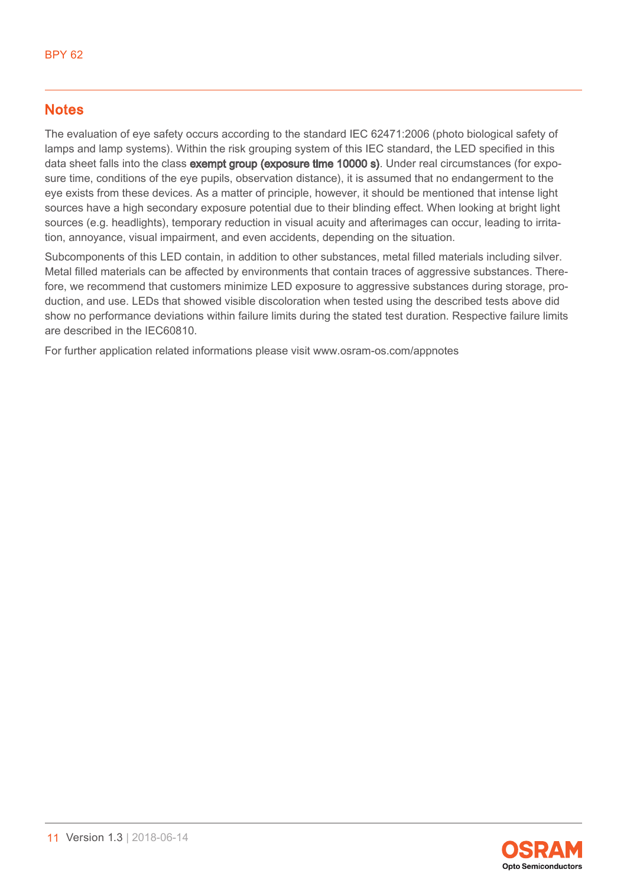## Notes

The evaluation of eye safety occurs according to the standard IEC 62471:2006 (photo biological safety of lamps and lamp systems). Within the risk grouping system of this IEC standard, the LED specified in this data sheet falls into the class **exempt group (exposure time 10000 s)**. Under real circumstances (for exposure time, conditions of the eye pupils, observation distance), it is assumed that no endangerment to the eye exists from these devices. As a matter of principle, however, it should be mentioned that intense light sources have a high secondary exposure potential due to their blinding effect. When looking at bright light sources (e.g. headlights), temporary reduction in visual acuity and afterimages can occur, leading to irritation, annoyance, visual impairment, and even accidents, depending on the situation.

Subcomponents of this LED contain, in addition to other substances, metal filled materials including silver. Metal filled materials can be affected by environments that contain traces of aggressive substances. Therefore, we recommend that customers minimize LED exposure to aggressive substances during storage, production, and use. LEDs that showed visible discoloration when tested using the described tests above did show no performance deviations within failure limits during the stated test duration. Respective failure limits are described in the IEC60810.

For further application related informations please visit www.osram-os.com/appnotes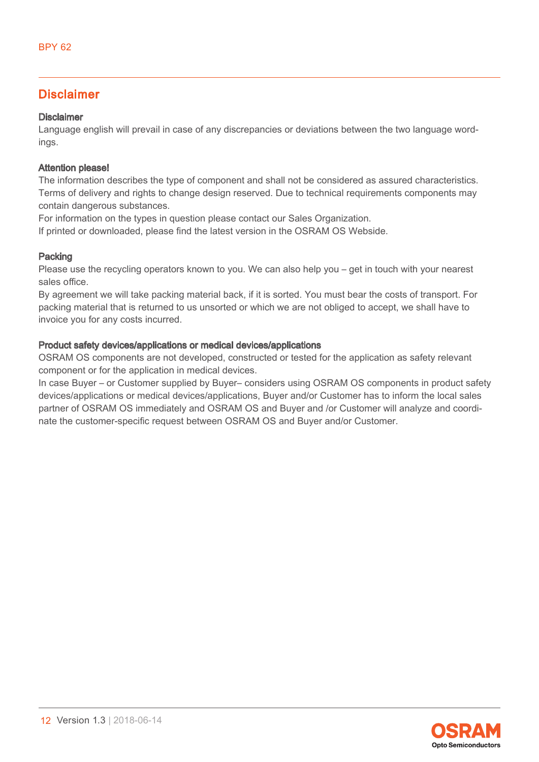## Disclaimer

### Disclaimer

Language english will prevail in case of any discrepancies or deviations between the two language wordings.

### Attention please!

The information describes the type of component and shall not be considered as assured characteristics. Terms of delivery and rights to change design reserved. Due to technical requirements components may contain dangerous substances.
For information on the types in question please contact our Sales Organization.
If printed or downloaded, please find the latest version in the OSRAM OS Webside.

### Packing

Please use the recycling operators known to you. We can also help you – get in touch with your nearest sales office.
By agreement we will take packing material back, if it is sorted. You must bear the costs of transport. For packing material that is returned to us unsorted or which we are not obliged to accept, we shall have to invoice you for any costs incurred.

### Product safety devices/applications or medical devices/applications

OSRAM OS components are not developed, constructed or tested for the application as safety relevant component or for the application in medical devices.
In case Buyer – or Customer supplied by Buyer– considers using OSRAM OS components in product safety devices/applications or medical devices/applications, Buyer and/or Customer has to inform the local sales partner of OSRAM OS immediately and OSRAM OS and Buyer and /or Customer will analyze and coordinate the customer-specific request between OSRAM OS and Buyer and/or Customer.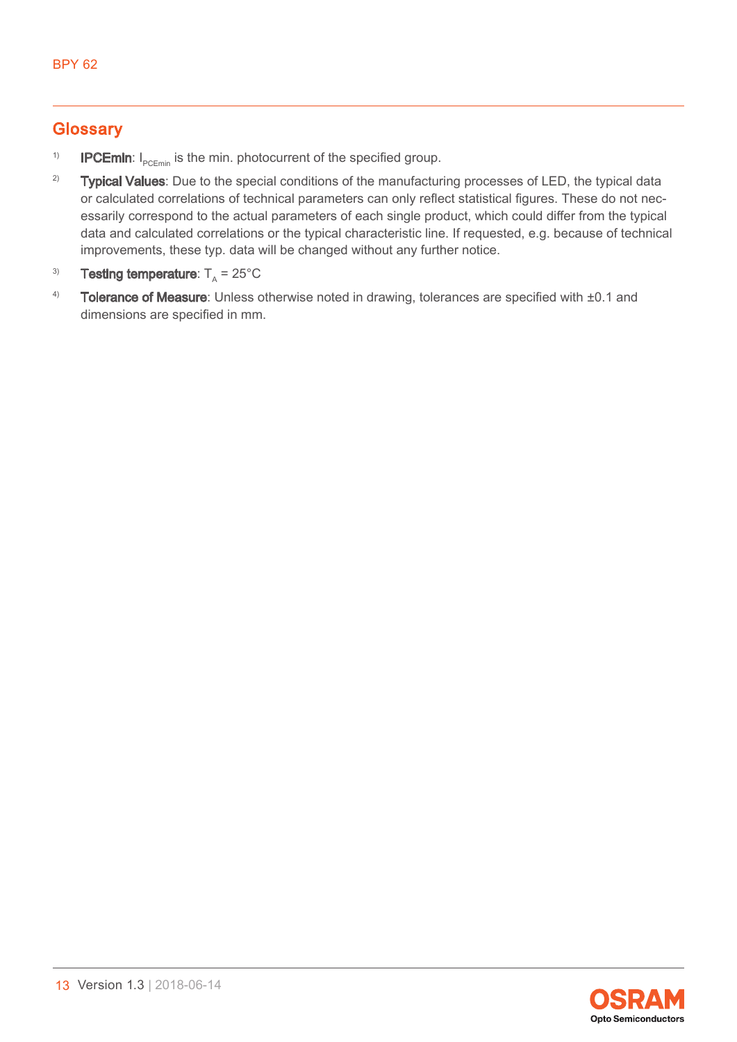## Glossary

1) **IPCEmin**: $I_{PCEmin}$ is the min. photocurrent of the specified group.

2) **Typical Values**: Due to the special conditions of the manufacturing processes of LED, the typical data or calculated correlations of technical parameters can only reflect statistical figures. These do not necessarily correspond to the actual parameters of each single product, which could differ from the typical data and calculated correlations or the typical characteristic line. If requested, e.g. because of technical improvements, these typ. data will be changed without any further notice.

3) **Testing temperature**: $T_A$ = 25°C

4) **Tolerance of Measure**: Unless otherwise noted in drawing, tolerances are specified with ±0.1 and dimensions are specified in mm.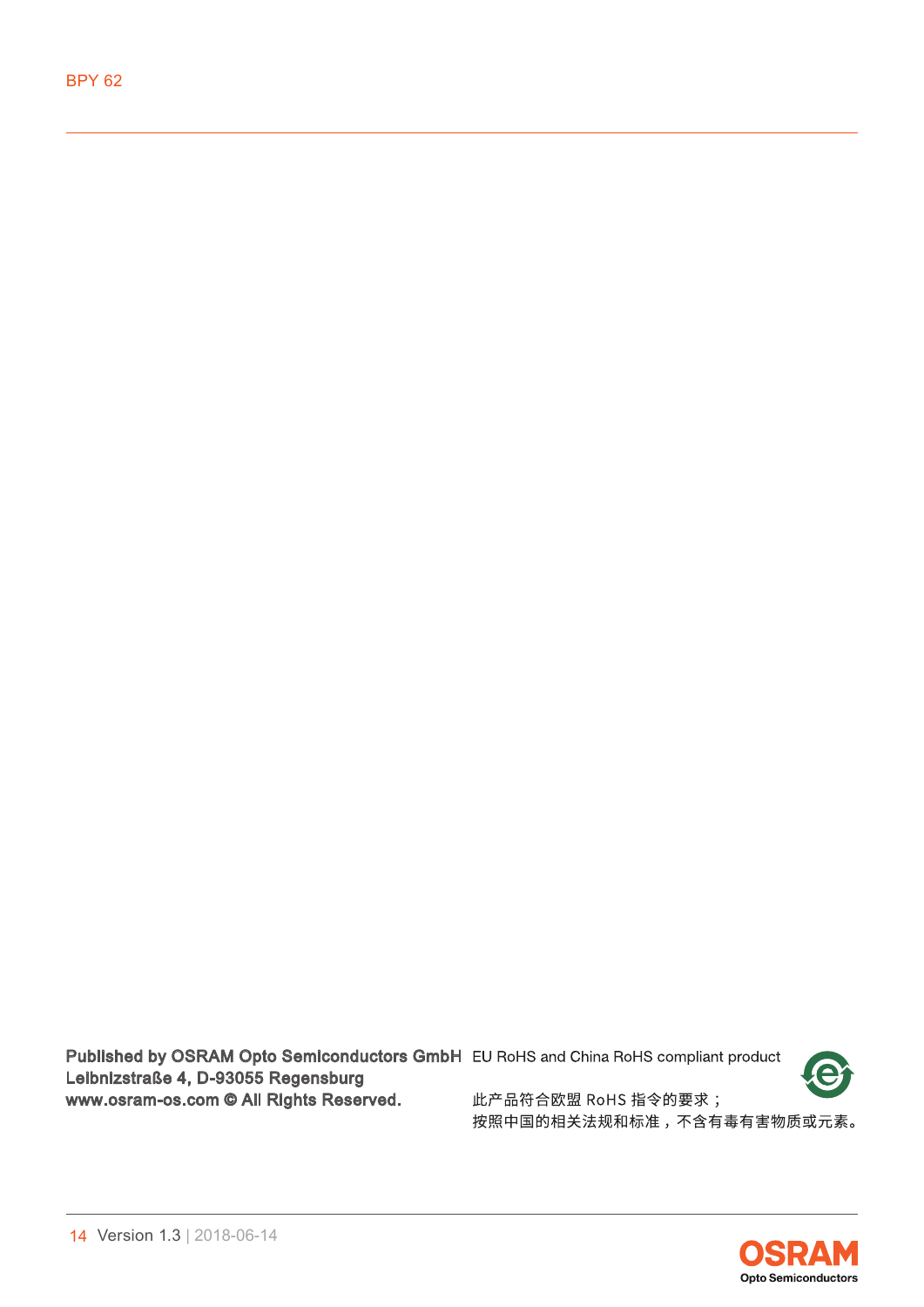Published by OSRAM Opto Semiconductors GmbH
Leibnizstraße 4, D-93055 Regensburg
www.osram-os.com © All Rights Reserved.

EU RoHS and China RoHS compliant product

此产品符合欧盟 RoHS 指令的要求；
按照中国的相关法规和标准，不含有毒有害物质或元素。